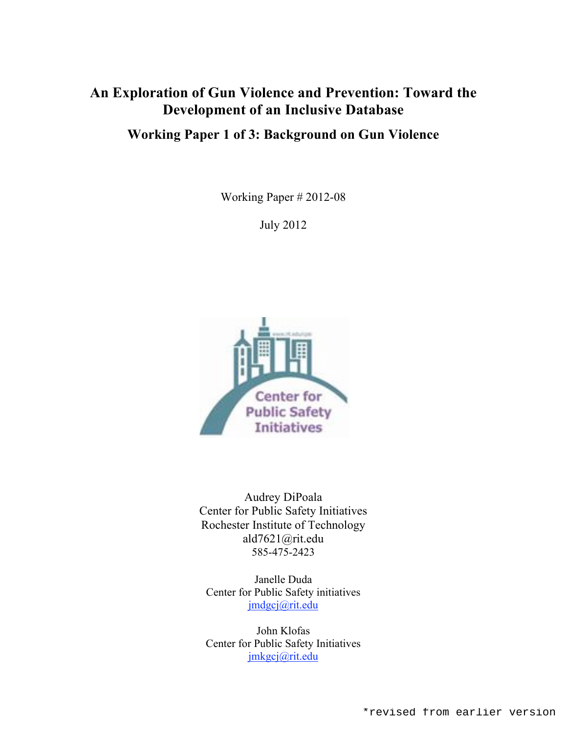# An Exploration of Gun Violence and Prevention: Toward the Development of an Inclusive Database

## Working Paper 1 of 3: Background on Gun Violence

Working Paper # 2012-08

July 2012

Audrey DiPoala
Center for Public Safety Initiatives
Rochester Institute of Technology
ald7621@rit.edu
585-475-2423

Janelle Duda
Center for Public Safety initiatives
jmdgcj@rit.edu

John Klofas
Center for Public Safety Initiatives
jmkgcj@rit.edu

*revised from earlier version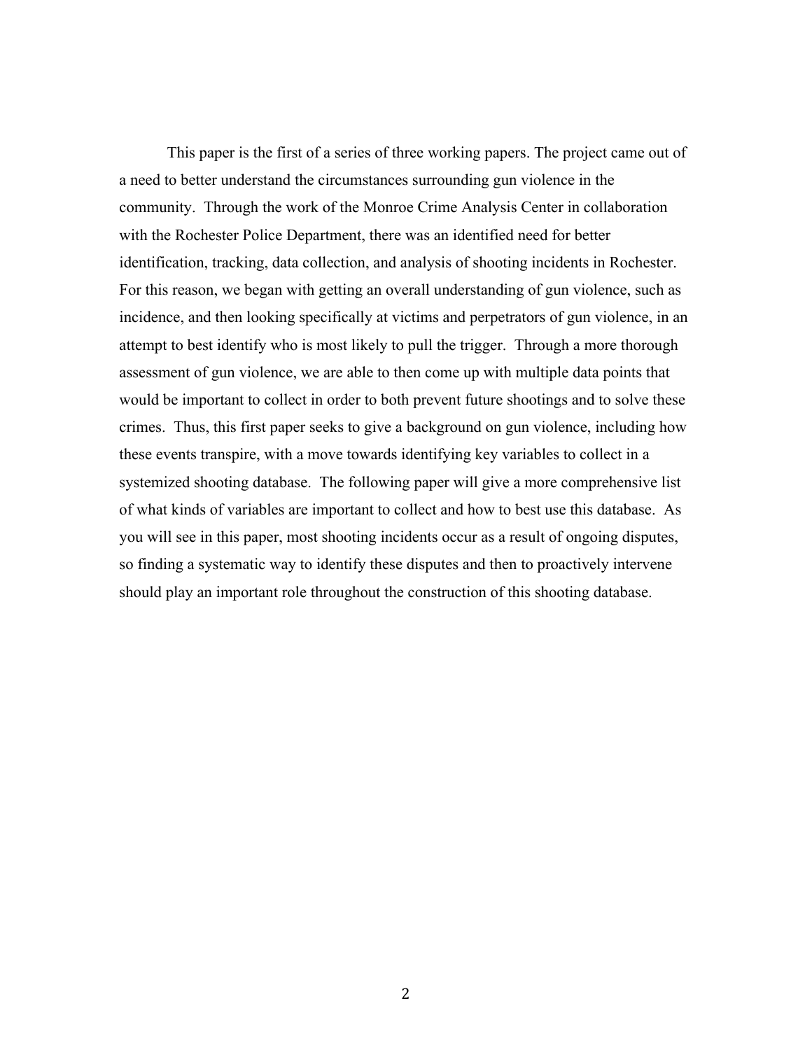This paper is the first of a series of three working papers. The project came out of a need to better understand the circumstances surrounding gun violence in the community. Through the work of the Monroe Crime Analysis Center in collaboration with the Rochester Police Department, there was an identified need for better identification, tracking, data collection, and analysis of shooting incidents in Rochester. For this reason, we began with getting an overall understanding of gun violence, such as incidence, and then looking specifically at victims and perpetrators of gun violence, in an attempt to best identify who is most likely to pull the trigger. Through a more thorough assessment of gun violence, we are able to then come up with multiple data points that would be important to collect in order to both prevent future shootings and to solve these crimes. Thus, this first paper seeks to give a background on gun violence, including how these events transpire, with a move towards identifying key variables to collect in a systemized shooting database. The following paper will give a more comprehensive list of what kinds of variables are important to collect and how to best use this database. As you will see in this paper, most shooting incidents occur as a result of ongoing disputes, so finding a systematic way to identify these disputes and then to proactively intervene should play an important role throughout the construction of this shooting database.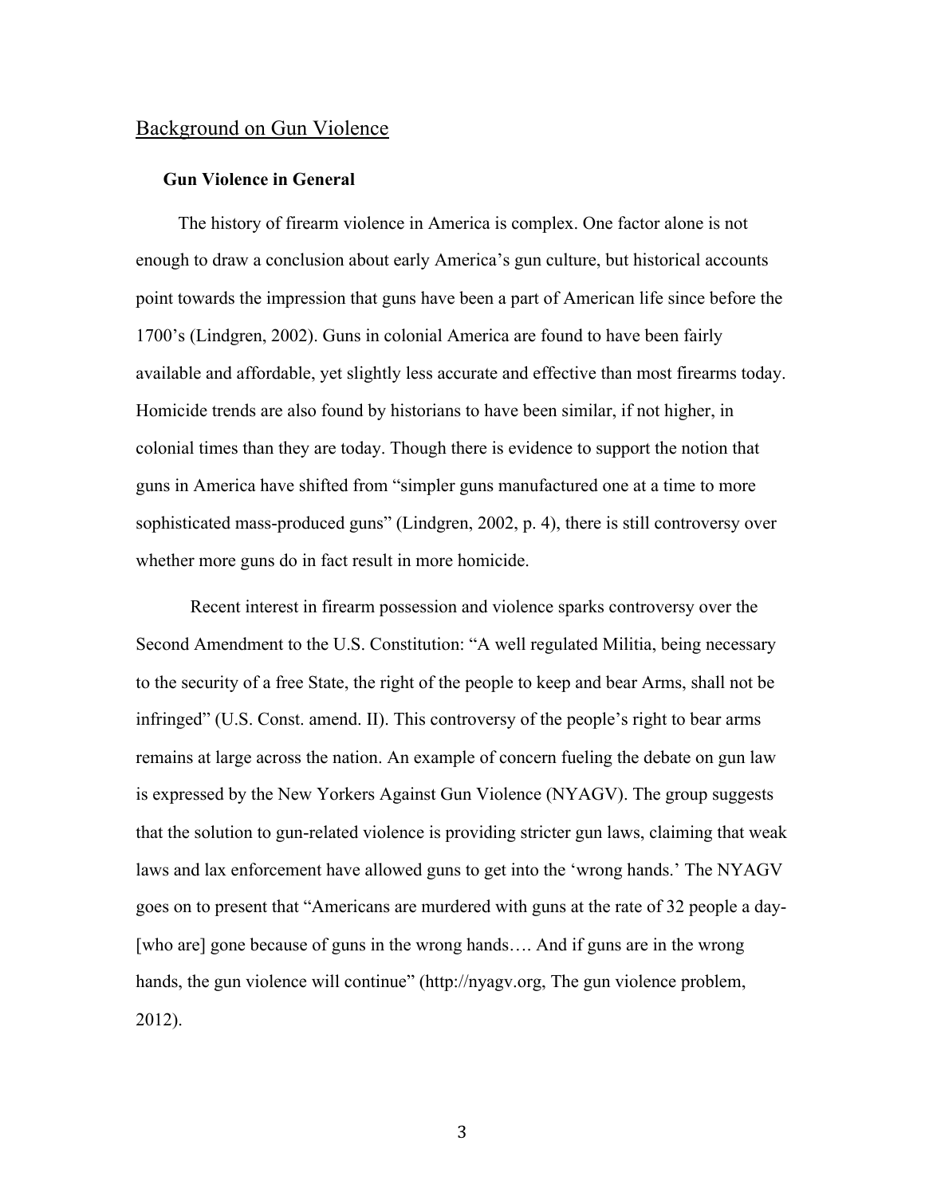## Background on Gun Violence

### Gun Violence in General

The history of firearm violence in America is complex. One factor alone is not enough to draw a conclusion about early America's gun culture, but historical accounts point towards the impression that guns have been a part of American life since before the 1700's (Lindgren, 2002). Guns in colonial America are found to have been fairly available and affordable, yet slightly less accurate and effective than most firearms today. Homicide trends are also found by historians to have been similar, if not higher, in colonial times than they are today. Though there is evidence to support the notion that guns in America have shifted from "simpler guns manufactured one at a time to more sophisticated mass-produced guns" (Lindgren, 2002, p. 4), there is still controversy over whether more guns do in fact result in more homicide.

Recent interest in firearm possession and violence sparks controversy over the Second Amendment to the U.S. Constitution: "A well regulated Militia, being necessary to the security of a free State, the right of the people to keep and bear Arms, shall not be infringed" (U.S. Const. amend. II). This controversy of the people's right to bear arms remains at large across the nation. An example of concern fueling the debate on gun law is expressed by the New Yorkers Against Gun Violence (NYAGV). The group suggests that the solution to gun-related violence is providing stricter gun laws, claiming that weak laws and lax enforcement have allowed guns to get into the 'wrong hands.' The NYAGV goes on to present that "Americans are murdered with guns at the rate of 32 people a day- [who are] gone because of guns in the wrong hands…. And if guns are in the wrong hands, the gun violence will continue" (http://nyagv.org, The gun violence problem, 2012).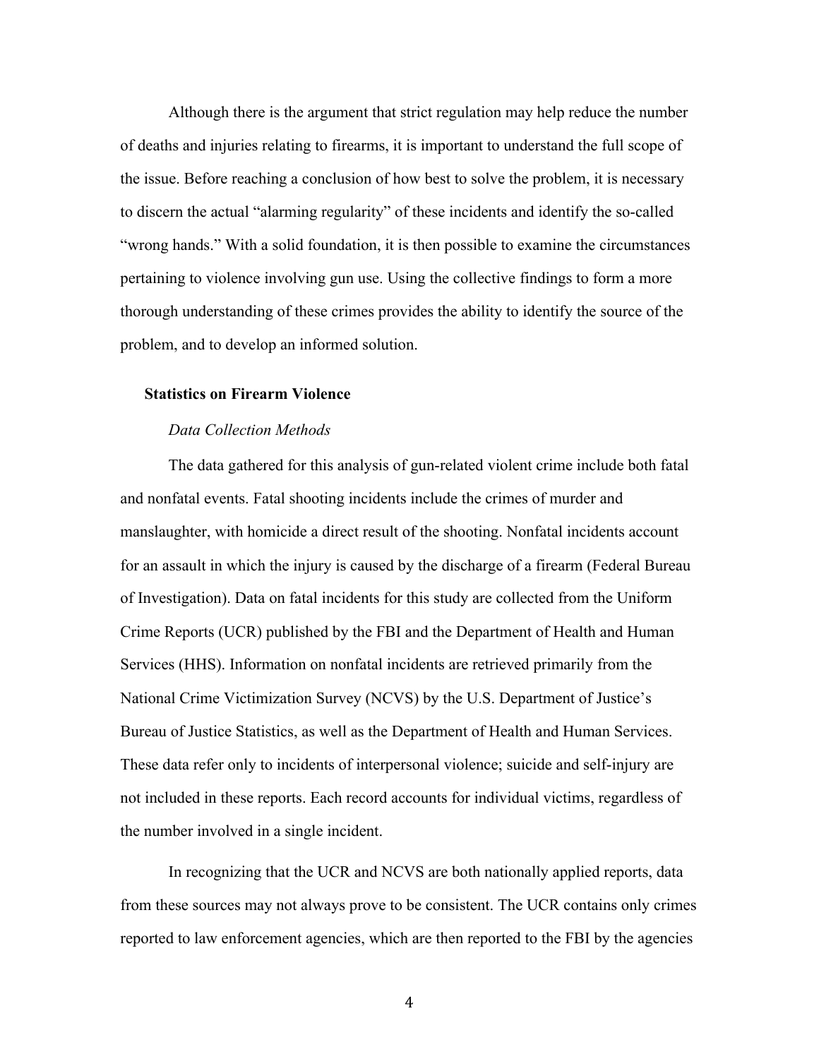Although there is the argument that strict regulation may help reduce the number of deaths and injuries relating to firearms, it is important to understand the full scope of the issue. Before reaching a conclusion of how best to solve the problem, it is necessary to discern the actual "alarming regularity" of these incidents and identify the so-called "wrong hands." With a solid foundation, it is then possible to examine the circumstances pertaining to violence involving gun use. Using the collective findings to form a more thorough understanding of these crimes provides the ability to identify the source of the problem, and to develop an informed solution.

## Statistics on Firearm Violence

### *Data Collection Methods*

The data gathered for this analysis of gun-related violent crime include both fatal and nonfatal events. Fatal shooting incidents include the crimes of murder and manslaughter, with homicide a direct result of the shooting. Nonfatal incidents account for an assault in which the injury is caused by the discharge of a firearm (Federal Bureau of Investigation). Data on fatal incidents for this study are collected from the Uniform Crime Reports (UCR) published by the FBI and the Department of Health and Human Services (HHS). Information on nonfatal incidents are retrieved primarily from the National Crime Victimization Survey (NCVS) by the U.S. Department of Justice's Bureau of Justice Statistics, as well as the Department of Health and Human Services. These data refer only to incidents of interpersonal violence; suicide and self-injury are not included in these reports. Each record accounts for individual victims, regardless of the number involved in a single incident.

In recognizing that the UCR and NCVS are both nationally applied reports, data from these sources may not always prove to be consistent. The UCR contains only crimes reported to law enforcement agencies, which are then reported to the FBI by the agencies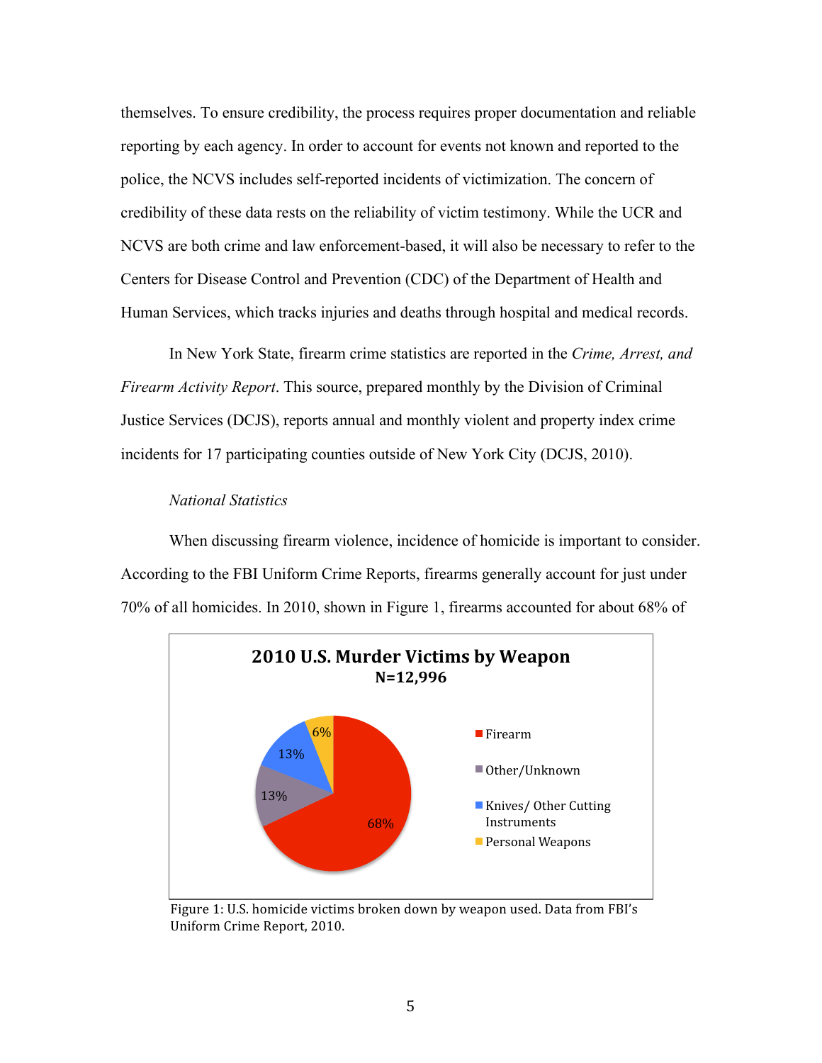themselves. To ensure credibility, the process requires proper documentation and reliable reporting by each agency. In order to account for events not known and reported to the police, the NCVS includes self-reported incidents of victimization. The concern of credibility of these data rests on the reliability of victim testimony. While the UCR and NCVS are both crime and law enforcement-based, it will also be necessary to refer to the Centers for Disease Control and Prevention (CDC) of the Department of Health and Human Services, which tracks injuries and deaths through hospital and medical records.

In New York State, firearm crime statistics are reported in the *Crime, Arrest, and Firearm Activity Report*. This source, prepared monthly by the Division of Criminal Justice Services (DCJS), reports annual and monthly violent and property index crime incidents for 17 participating counties outside of New York City (DCJS, 2010).

*National Statistics*

When discussing firearm violence, incidence of homicide is important to consider. According to the FBI Uniform Crime Reports, firearms generally account for just under 70% of all homicides. In 2010, shown in Figure 1, firearms accounted for about 68% of

**2010 U.S. Murder Victims by Weapon**
**N=12,996**

| Weapon | Percent |
|---|---|
| Firearm | 68% |
| Other/Unknown | 13% |
| Knives/ Other Cutting Instruments | 13% |
| Personal Weapons | 6% |

Figure 1: U.S. homicide victims broken down by weapon used. Data from FBI's Uniform Crime Report, 2010.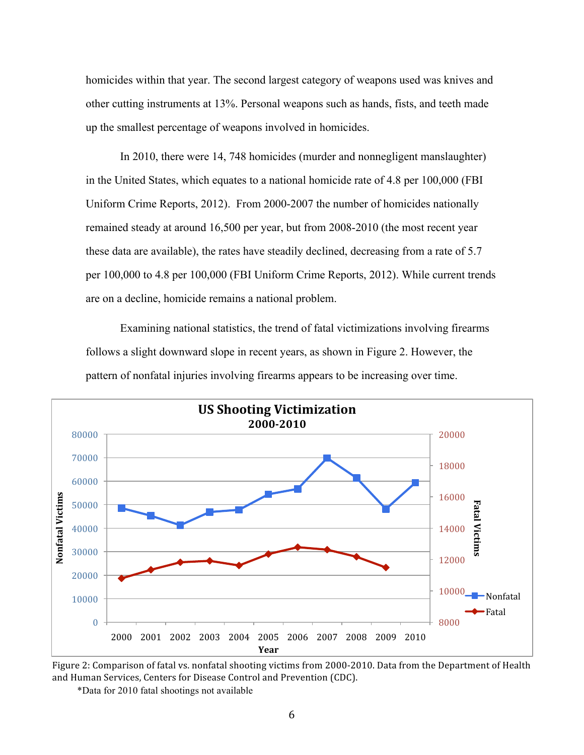homicides within that year. The second largest category of weapons used was knives and other cutting instruments at 13%. Personal weapons such as hands, fists, and teeth made up the smallest percentage of weapons involved in homicides.

In 2010, there were 14, 748 homicides (murder and nonnegligent manslaughter) in the United States, which equates to a national homicide rate of 4.8 per 100,000 (FBI Uniform Crime Reports, 2012). From 2000-2007 the number of homicides nationally remained steady at around 16,500 per year, but from 2008-2010 (the most recent year these data are available), the rates have steadily declined, decreasing from a rate of 5.7 per 100,000 to 4.8 per 100,000 (FBI Uniform Crime Reports, 2012). While current trends are on a decline, homicide remains a national problem.

Examining national statistics, the trend of fatal victimizations involving firearms follows a slight downward slope in recent years, as shown in Figure 2. However, the pattern of nonfatal injuries involving firearms appears to be increasing over time.

Figure 2: Comparison of fatal vs. nonfatal shooting victims from 2000-2010. Data from the Department of Health and Human Services, Centers for Disease Control and Prevention (CDC).

*Data for 2010 fatal shootings not available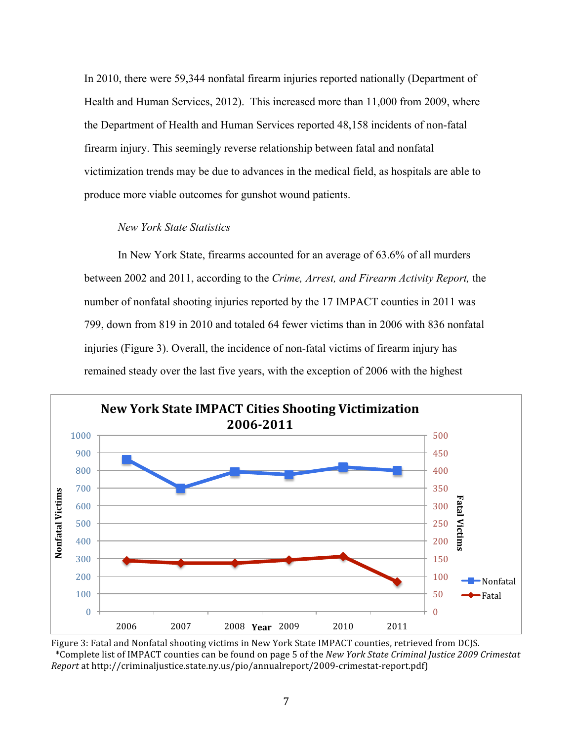In 2010, there were 59,344 nonfatal firearm injuries reported nationally (Department of Health and Human Services, 2012). This increased more than 11,000 from 2009, where the Department of Health and Human Services reported 48,158 incidents of non-fatal firearm injury. This seemingly reverse relationship between fatal and nonfatal victimization trends may be due to advances in the medical field, as hospitals are able to produce more viable outcomes for gunshot wound patients.

*New York State Statistics*

In New York State, firearms accounted for an average of 63.6% of all murders between 2002 and 2011, according to the *Crime, Arrest, and Firearm Activity Report,* the number of nonfatal shooting injuries reported by the 17 IMPACT counties in 2011 was 799, down from 819 in 2010 and totaled 64 fewer victims than in 2006 with 836 nonfatal injuries (Figure 3). Overall, the incidence of non-fatal victims of firearm injury has remained steady over the last five years, with the exception of 2006 with the highest

Figure 3: Fatal and Nonfatal shooting victims in New York State IMPACT counties, retrieved from DCJS.
*Complete list of IMPACT counties can be found on page 5 of the *New York State Criminal Justice 2009 Crimestat Report* at http://criminaljustice.state.ny.us/pio/annualreport/2009-crimestat-report.pdf)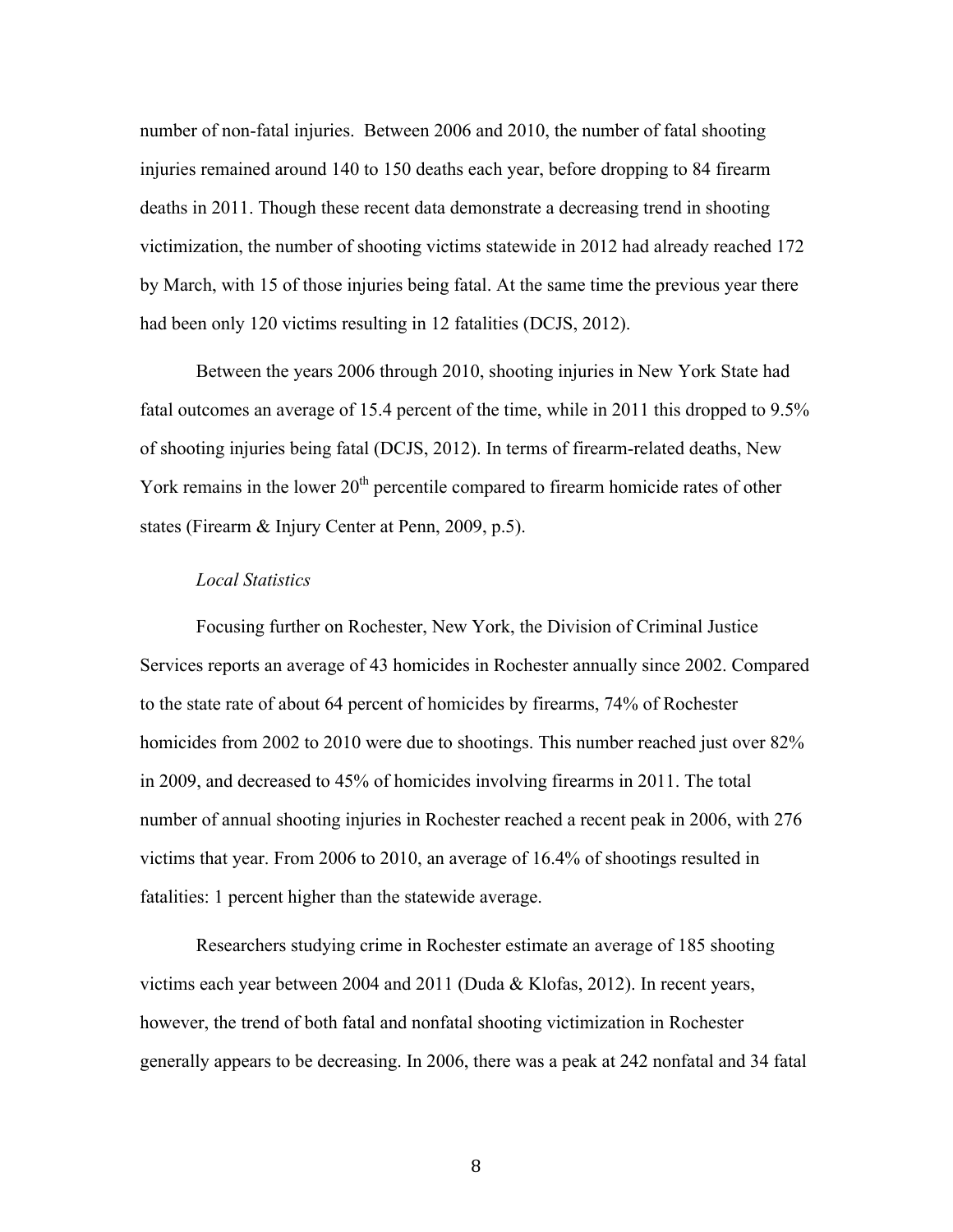number of non-fatal injuries. Between 2006 and 2010, the number of fatal shooting injuries remained around 140 to 150 deaths each year, before dropping to 84 firearm deaths in 2011. Though these recent data demonstrate a decreasing trend in shooting victimization, the number of shooting victims statewide in 2012 had already reached 172 by March, with 15 of those injuries being fatal. At the same time the previous year there had been only 120 victims resulting in 12 fatalities (DCJS, 2012).

Between the years 2006 through 2010, shooting injuries in New York State had fatal outcomes an average of 15.4 percent of the time, while in 2011 this dropped to 9.5% of shooting injuries being fatal (DCJS, 2012). In terms of firearm-related deaths, New York remains in the lower 20th percentile compared to firearm homicide rates of other states (Firearm & Injury Center at Penn, 2009, p.5).

*Local Statistics*

Focusing further on Rochester, New York, the Division of Criminal Justice Services reports an average of 43 homicides in Rochester annually since 2002. Compared to the state rate of about 64 percent of homicides by firearms, 74% of Rochester homicides from 2002 to 2010 were due to shootings. This number reached just over 82% in 2009, and decreased to 45% of homicides involving firearms in 2011. The total number of annual shooting injuries in Rochester reached a recent peak in 2006, with 276 victims that year. From 2006 to 2010, an average of 16.4% of shootings resulted in fatalities: 1 percent higher than the statewide average.

Researchers studying crime in Rochester estimate an average of 185 shooting victims each year between 2004 and 2011 (Duda & Klofas, 2012). In recent years, however, the trend of both fatal and nonfatal shooting victimization in Rochester generally appears to be decreasing. In 2006, there was a peak at 242 nonfatal and 34 fatal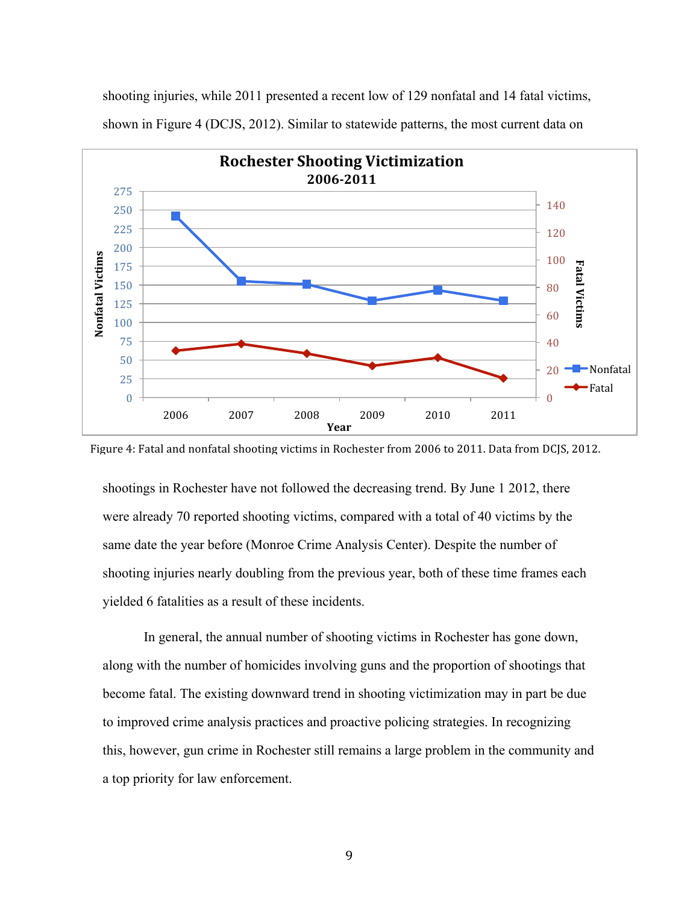shooting injuries, while 2011 presented a recent low of 129 nonfatal and 14 fatal victims, shown in Figure 4 (DCJS, 2012). Similar to statewide patterns, the most current data on

Figure 4: Fatal and nonfatal shooting victims in Rochester from 2006 to 2011. Data from DCJS, 2012.

shootings in Rochester have not followed the decreasing trend. By June 1 2012, there were already 70 reported shooting victims, compared with a total of 40 victims by the same date the year before (Monroe Crime Analysis Center). Despite the number of shooting injuries nearly doubling from the previous year, both of these time frames each yielded 6 fatalities as a result of these incidents.

In general, the annual number of shooting victims in Rochester has gone down, along with the number of homicides involving guns and the proportion of shootings that become fatal. The existing downward trend in shooting victimization may in part be due to improved crime analysis practices and proactive policing strategies. In recognizing this, however, gun crime in Rochester still remains a large problem in the community and a top priority for law enforcement.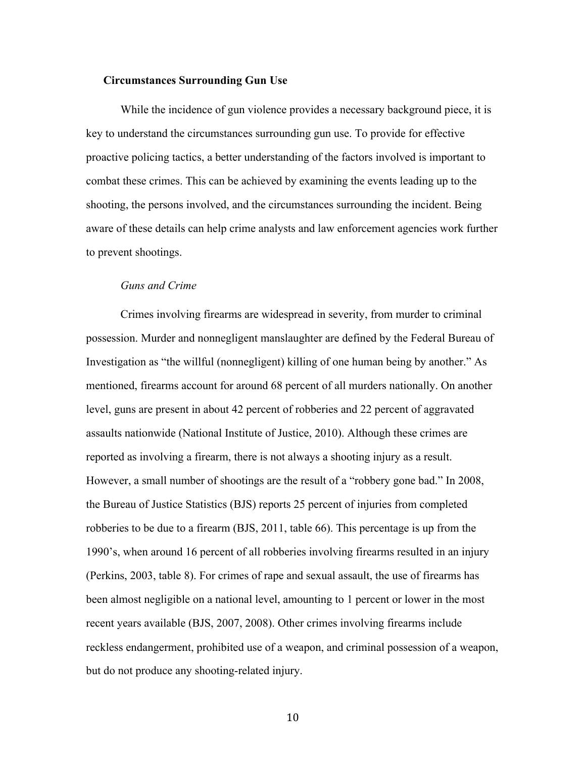## Circumstances Surrounding Gun Use

While the incidence of gun violence provides a necessary background piece, it is key to understand the circumstances surrounding gun use. To provide for effective proactive policing tactics, a better understanding of the factors involved is important to combat these crimes. This can be achieved by examining the events leading up to the shooting, the persons involved, and the circumstances surrounding the incident. Being aware of these details can help crime analysts and law enforcement agencies work further to prevent shootings.

### *Guns and Crime*

Crimes involving firearms are widespread in severity, from murder to criminal possession. Murder and nonnegligent manslaughter are defined by the Federal Bureau of Investigation as "the willful (nonnegligent) killing of one human being by another." As mentioned, firearms account for around 68 percent of all murders nationally. On another level, guns are present in about 42 percent of robberies and 22 percent of aggravated assaults nationwide (National Institute of Justice, 2010). Although these crimes are reported as involving a firearm, there is not always a shooting injury as a result. However, a small number of shootings are the result of a "robbery gone bad." In 2008, the Bureau of Justice Statistics (BJS) reports 25 percent of injuries from completed robberies to be due to a firearm (BJS, 2011, table 66). This percentage is up from the 1990's, when around 16 percent of all robberies involving firearms resulted in an injury (Perkins, 2003, table 8). For crimes of rape and sexual assault, the use of firearms has been almost negligible on a national level, amounting to 1 percent or lower in the most recent years available (BJS, 2007, 2008). Other crimes involving firearms include reckless endangerment, prohibited use of a weapon, and criminal possession of a weapon, but do not produce any shooting-related injury.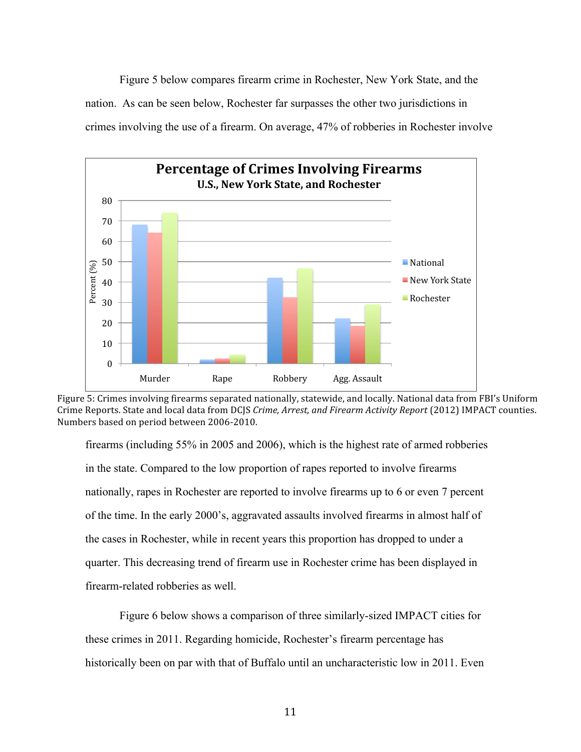Figure 5 below compares firearm crime in Rochester, New York State, and the nation. As can be seen below, Rochester far surpasses the other two jurisdictions in crimes involving the use of a firearm. On average, 47% of robberies in Rochester involve

Figure 5: Crimes involving firearms separated nationally, statewide, and locally. National data from FBI's Uniform Crime Reports. State and local data from DCJS *Crime, Arrest, and Firearm Activity Report* (2012) IMPACT counties. Numbers based on period between 2006-2010.

firearms (including 55% in 2005 and 2006), which is the highest rate of armed robberies in the state. Compared to the low proportion of rapes reported to involve firearms nationally, rapes in Rochester are reported to involve firearms up to 6 or even 7 percent of the time. In the early 2000's, aggravated assaults involved firearms in almost half of the cases in Rochester, while in recent years this proportion has dropped to under a quarter. This decreasing trend of firearm use in Rochester crime has been displayed in firearm-related robberies as well.

Figure 6 below shows a comparison of three similarly-sized IMPACT cities for these crimes in 2011. Regarding homicide, Rochester's firearm percentage has historically been on par with that of Buffalo until an uncharacteristic low in 2011. Even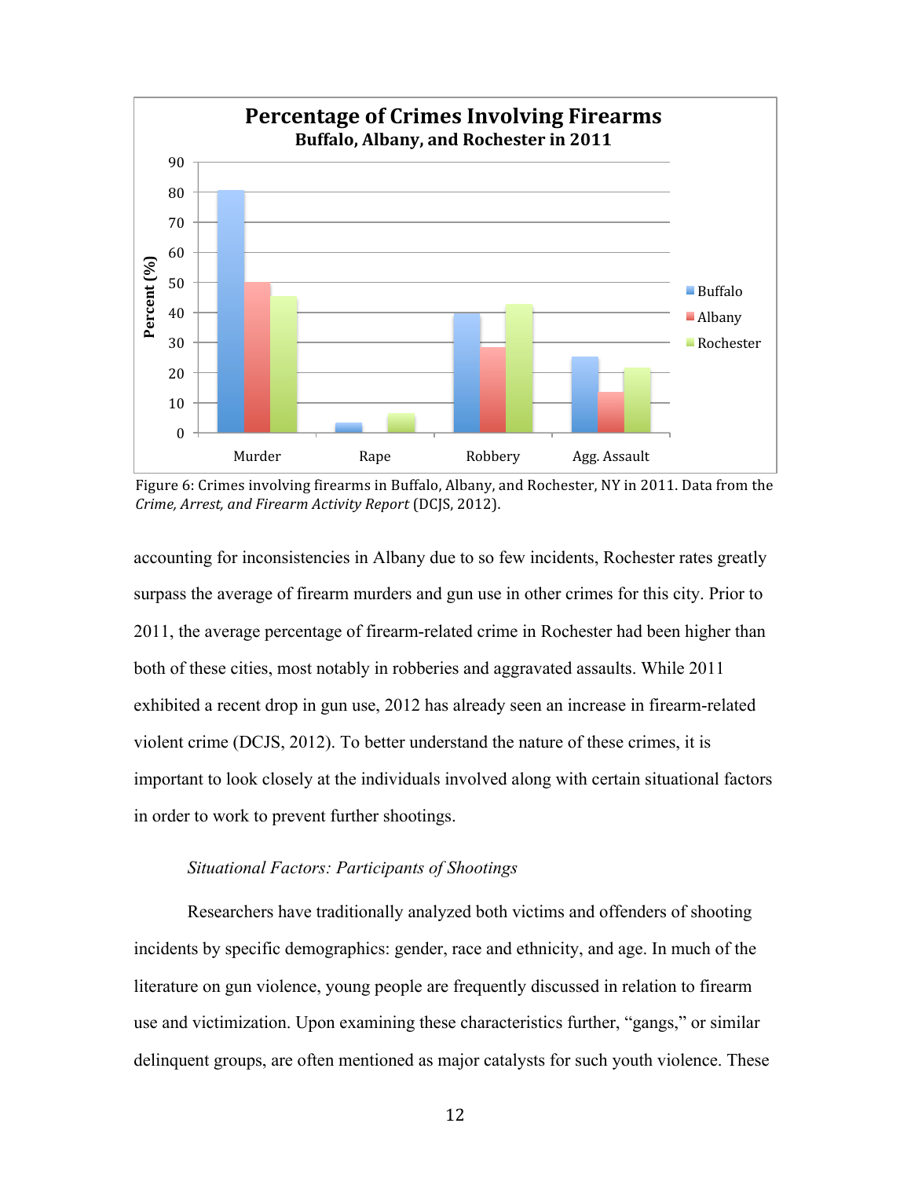Figure 6: Crimes involving firearms in Buffalo, Albany, and Rochester, NY in 2011. Data from the *Crime, Arrest, and Firearm Activity Report* (DCJS, 2012).

accounting for inconsistencies in Albany due to so few incidents, Rochester rates greatly surpass the average of firearm murders and gun use in other crimes for this city. Prior to 2011, the average percentage of firearm-related crime in Rochester had been higher than both of these cities, most notably in robberies and aggravated assaults. While 2011 exhibited a recent drop in gun use, 2012 has already seen an increase in firearm-related violent crime (DCJS, 2012). To better understand the nature of these crimes, it is important to look closely at the individuals involved along with certain situational factors in order to work to prevent further shootings.

### *Situational Factors: Participants of Shootings*

Researchers have traditionally analyzed both victims and offenders of shooting incidents by specific demographics: gender, race and ethnicity, and age. In much of the literature on gun violence, young people are frequently discussed in relation to firearm use and victimization. Upon examining these characteristics further, "gangs," or similar delinquent groups, are often mentioned as major catalysts for such youth violence. These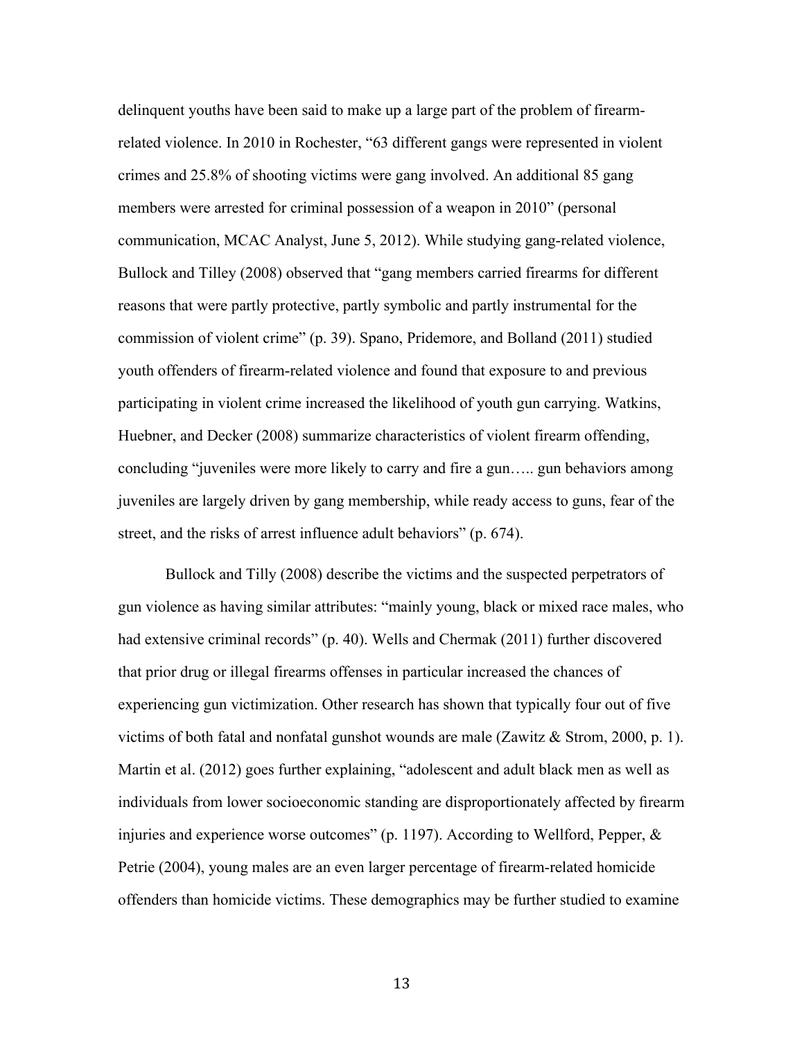delinquent youths have been said to make up a large part of the problem of firearm-related violence. In 2010 in Rochester, "63 different gangs were represented in violent crimes and 25.8% of shooting victims were gang involved. An additional 85 gang members were arrested for criminal possession of a weapon in 2010" (personal communication, MCAC Analyst, June 5, 2012). While studying gang-related violence, Bullock and Tilley (2008) observed that "gang members carried firearms for different reasons that were partly protective, partly symbolic and partly instrumental for the commission of violent crime" (p. 39). Spano, Pridemore, and Bolland (2011) studied youth offenders of firearm-related violence and found that exposure to and previous participating in violent crime increased the likelihood of youth gun carrying. Watkins, Huebner, and Decker (2008) summarize characteristics of violent firearm offending, concluding "juveniles were more likely to carry and fire a gun….. gun behaviors among juveniles are largely driven by gang membership, while ready access to guns, fear of the street, and the risks of arrest influence adult behaviors" (p. 674).

Bullock and Tilly (2008) describe the victims and the suspected perpetrators of gun violence as having similar attributes: "mainly young, black or mixed race males, who had extensive criminal records" (p. 40). Wells and Chermak (2011) further discovered that prior drug or illegal firearms offenses in particular increased the chances of experiencing gun victimization. Other research has shown that typically four out of five victims of both fatal and nonfatal gunshot wounds are male (Zawitz & Strom, 2000, p. 1). Martin et al. (2012) goes further explaining, "adolescent and adult black men as well as individuals from lower socioeconomic standing are disproportionately affected by firearm injuries and experience worse outcomes" (p. 1197). According to Wellford, Pepper, & Petrie (2004), young males are an even larger percentage of firearm-related homicide offenders than homicide victims. These demographics may be further studied to examine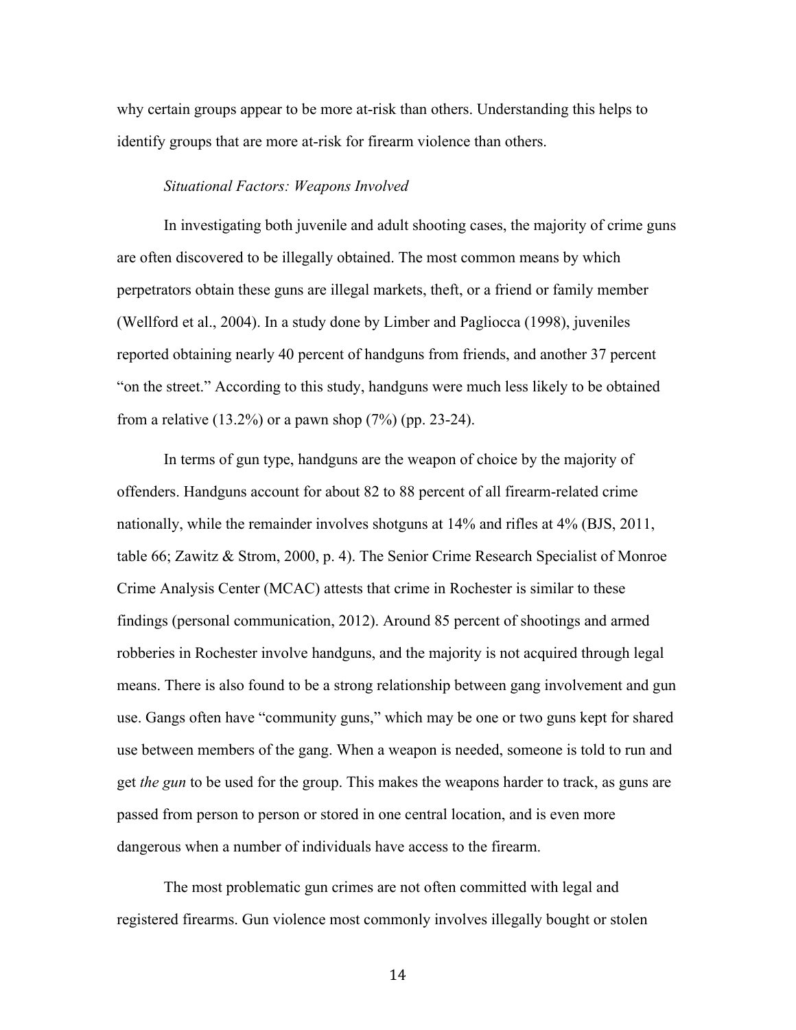why certain groups appear to be more at-risk than others. Understanding this helps to identify groups that are more at-risk for firearm violence than others.

*Situational Factors: Weapons Involved*

In investigating both juvenile and adult shooting cases, the majority of crime guns are often discovered to be illegally obtained. The most common means by which perpetrators obtain these guns are illegal markets, theft, or a friend or family member (Wellford et al., 2004). In a study done by Limber and Pagliocca (1998), juveniles reported obtaining nearly 40 percent of handguns from friends, and another 37 percent "on the street." According to this study, handguns were much less likely to be obtained from a relative (13.2%) or a pawn shop (7%) (pp. 23-24).

In terms of gun type, handguns are the weapon of choice by the majority of offenders. Handguns account for about 82 to 88 percent of all firearm-related crime nationally, while the remainder involves shotguns at 14% and rifles at 4% (BJS, 2011, table 66; Zawitz & Strom, 2000, p. 4). The Senior Crime Research Specialist of Monroe Crime Analysis Center (MCAC) attests that crime in Rochester is similar to these findings (personal communication, 2012). Around 85 percent of shootings and armed robberies in Rochester involve handguns, and the majority is not acquired through legal means. There is also found to be a strong relationship between gang involvement and gun use. Gangs often have "community guns," which may be one or two guns kept for shared use between members of the gang. When a weapon is needed, someone is told to run and get *the gun* to be used for the group. This makes the weapons harder to track, as guns are passed from person to person or stored in one central location, and is even more dangerous when a number of individuals have access to the firearm.

The most problematic gun crimes are not often committed with legal and registered firearms. Gun violence most commonly involves illegally bought or stolen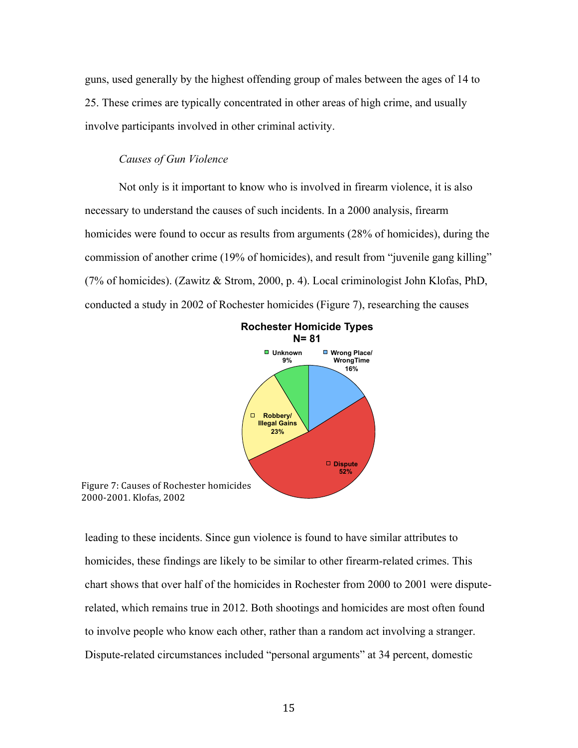guns, used generally by the highest offending group of males between the ages of 14 to 25. These crimes are typically concentrated in other areas of high crime, and usually involve participants involved in other criminal activity.

*Causes of Gun Violence*

Not only is it important to know who is involved in firearm violence, it is also necessary to understand the causes of such incidents. In a 2000 analysis, firearm homicides were found to occur as results from arguments (28% of homicides), during the commission of another crime (19% of homicides), and result from "juvenile gang killing" (7% of homicides). (Zawitz & Strom, 2000, p. 4). Local criminologist John Klofas, PhD, conducted a study in 2002 of Rochester homicides (Figure 7), researching the causes

**Rochester Homicide Types**
**N= 81**

- Unknown 9%
- Wrong Place/ WrongTime 16%
- Robbery/ Illegal Gains 23%
- Dispute 52%

Figure 7: Causes of Rochester homicides 2000-2001. Klofas, 2002

leading to these incidents. Since gun violence is found to have similar attributes to homicides, these findings are likely to be similar to other firearm-related crimes. This chart shows that over half of the homicides in Rochester from 2000 to 2001 were dispute-related, which remains true in 2012. Both shootings and homicides are most often found to involve people who know each other, rather than a random act involving a stranger. Dispute-related circumstances included "personal arguments" at 34 percent, domestic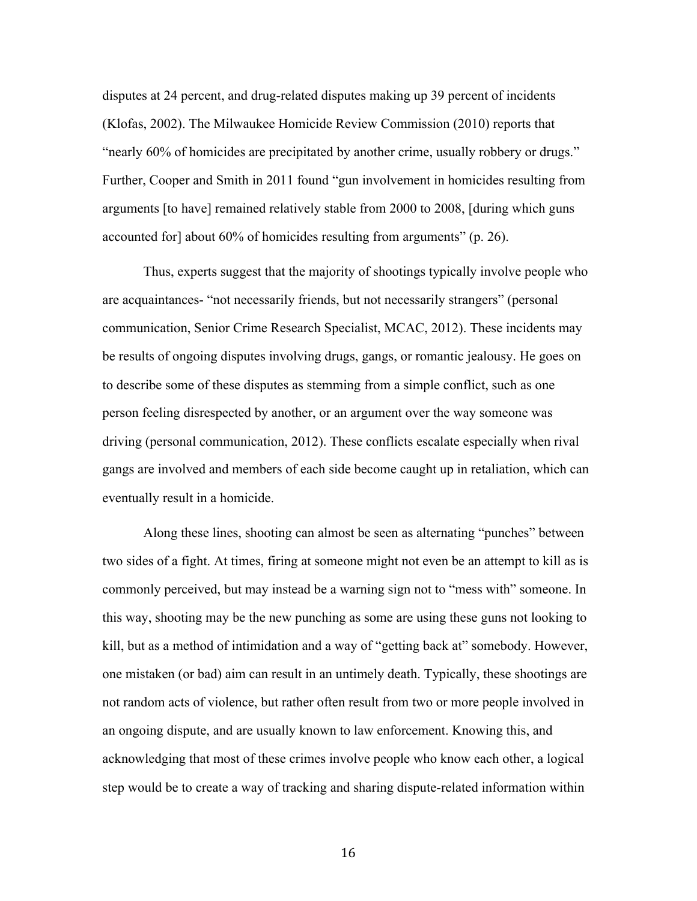disputes at 24 percent, and drug-related disputes making up 39 percent of incidents (Klofas, 2002). The Milwaukee Homicide Review Commission (2010) reports that "nearly 60% of homicides are precipitated by another crime, usually robbery or drugs." Further, Cooper and Smith in 2011 found "gun involvement in homicides resulting from arguments [to have] remained relatively stable from 2000 to 2008, [during which guns accounted for] about 60% of homicides resulting from arguments" (p. 26).

Thus, experts suggest that the majority of shootings typically involve people who are acquaintances- "not necessarily friends, but not necessarily strangers" (personal communication, Senior Crime Research Specialist, MCAC, 2012). These incidents may be results of ongoing disputes involving drugs, gangs, or romantic jealousy. He goes on to describe some of these disputes as stemming from a simple conflict, such as one person feeling disrespected by another, or an argument over the way someone was driving (personal communication, 2012). These conflicts escalate especially when rival gangs are involved and members of each side become caught up in retaliation, which can eventually result in a homicide.

Along these lines, shooting can almost be seen as alternating "punches" between two sides of a fight. At times, firing at someone might not even be an attempt to kill as is commonly perceived, but may instead be a warning sign not to "mess with" someone. In this way, shooting may be the new punching as some are using these guns not looking to kill, but as a method of intimidation and a way of "getting back at" somebody. However, one mistaken (or bad) aim can result in an untimely death. Typically, these shootings are not random acts of violence, but rather often result from two or more people involved in an ongoing dispute, and are usually known to law enforcement. Knowing this, and acknowledging that most of these crimes involve people who know each other, a logical step would be to create a way of tracking and sharing dispute-related information within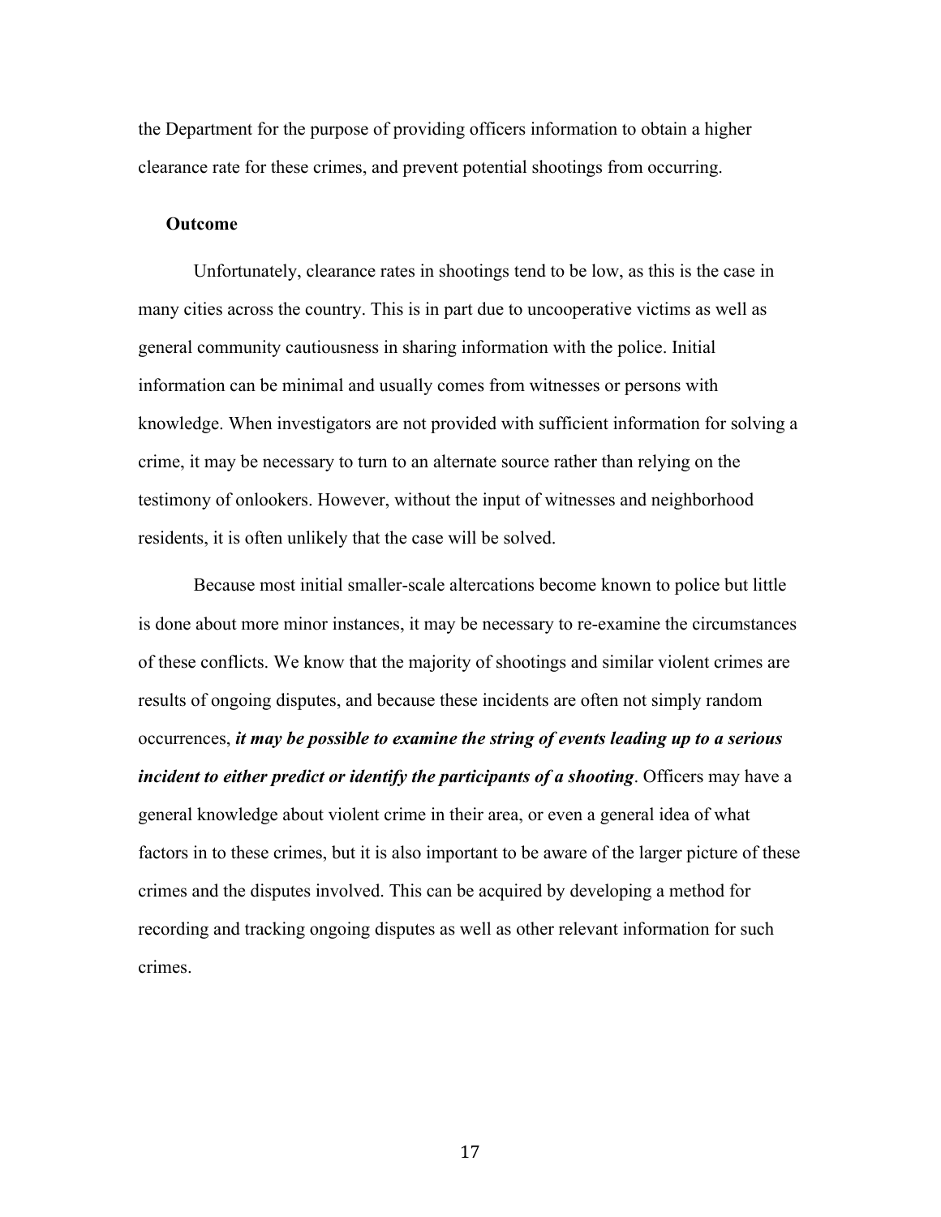the Department for the purpose of providing officers information to obtain a higher clearance rate for these crimes, and prevent potential shootings from occurring.

**Outcome**

Unfortunately, clearance rates in shootings tend to be low, as this is the case in many cities across the country. This is in part due to uncooperative victims as well as general community cautiousness in sharing information with the police. Initial information can be minimal and usually comes from witnesses or persons with knowledge. When investigators are not provided with sufficient information for solving a crime, it may be necessary to turn to an alternate source rather than relying on the testimony of onlookers. However, without the input of witnesses and neighborhood residents, it is often unlikely that the case will be solved.

Because most initial smaller-scale altercations become known to police but little is done about more minor instances, it may be necessary to re-examine the circumstances of these conflicts. We know that the majority of shootings and similar violent crimes are results of ongoing disputes, and because these incidents are often not simply random occurrences, ***it may be possible to examine the string of events leading up to a serious incident to either predict or identify the participants of a shooting***. Officers may have a general knowledge about violent crime in their area, or even a general idea of what factors in to these crimes, but it is also important to be aware of the larger picture of these crimes and the disputes involved. This can be acquired by developing a method for recording and tracking ongoing disputes as well as other relevant information for such crimes.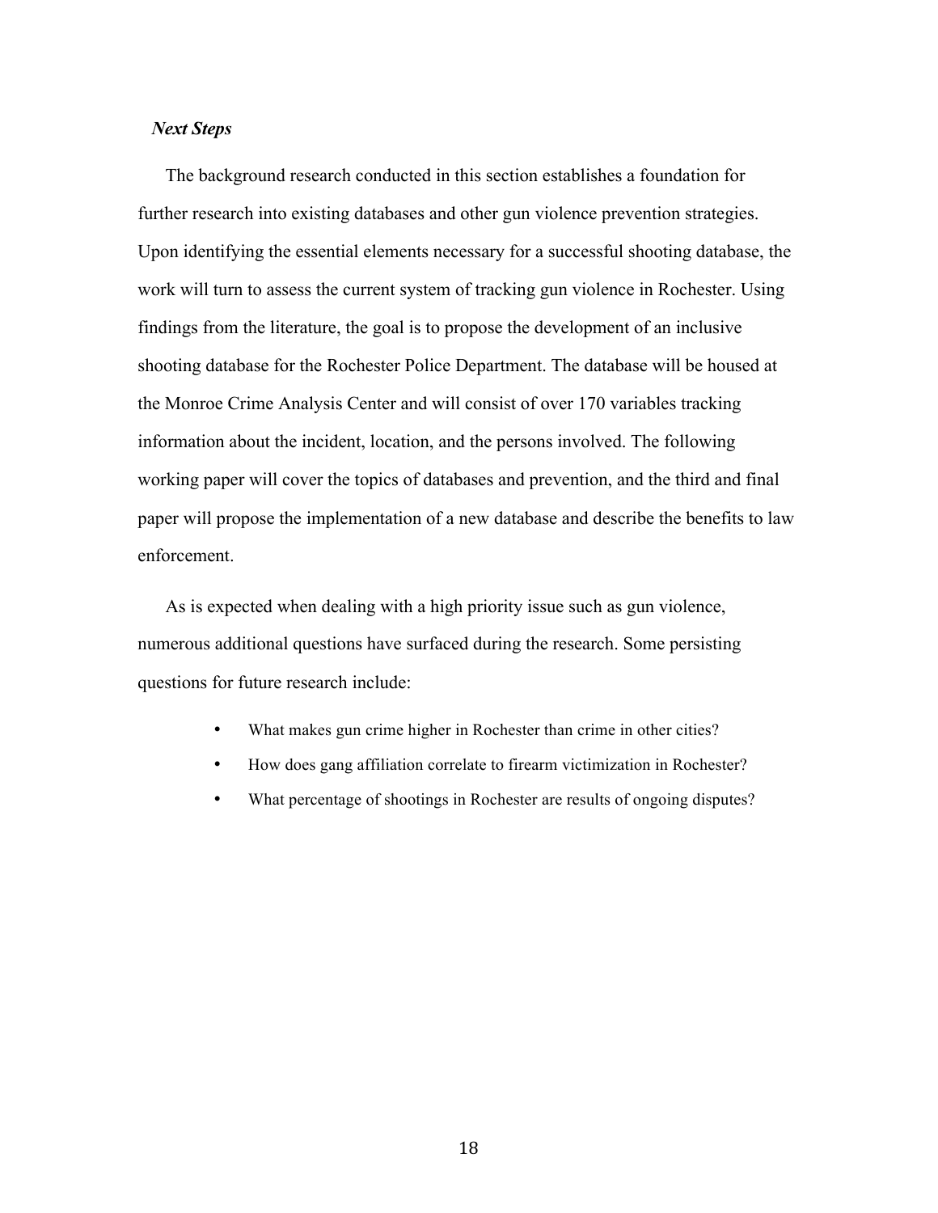### *Next Steps*

The background research conducted in this section establishes a foundation for further research into existing databases and other gun violence prevention strategies. Upon identifying the essential elements necessary for a successful shooting database, the work will turn to assess the current system of tracking gun violence in Rochester. Using findings from the literature, the goal is to propose the development of an inclusive shooting database for the Rochester Police Department. The database will be housed at the Monroe Crime Analysis Center and will consist of over 170 variables tracking information about the incident, location, and the persons involved. The following working paper will cover the topics of databases and prevention, and the third and final paper will propose the implementation of a new database and describe the benefits to law enforcement.

As is expected when dealing with a high priority issue such as gun violence, numerous additional questions have surfaced during the research. Some persisting questions for future research include:

- What makes gun crime higher in Rochester than crime in other cities?
- How does gang affiliation correlate to firearm victimization in Rochester?
- What percentage of shootings in Rochester are results of ongoing disputes?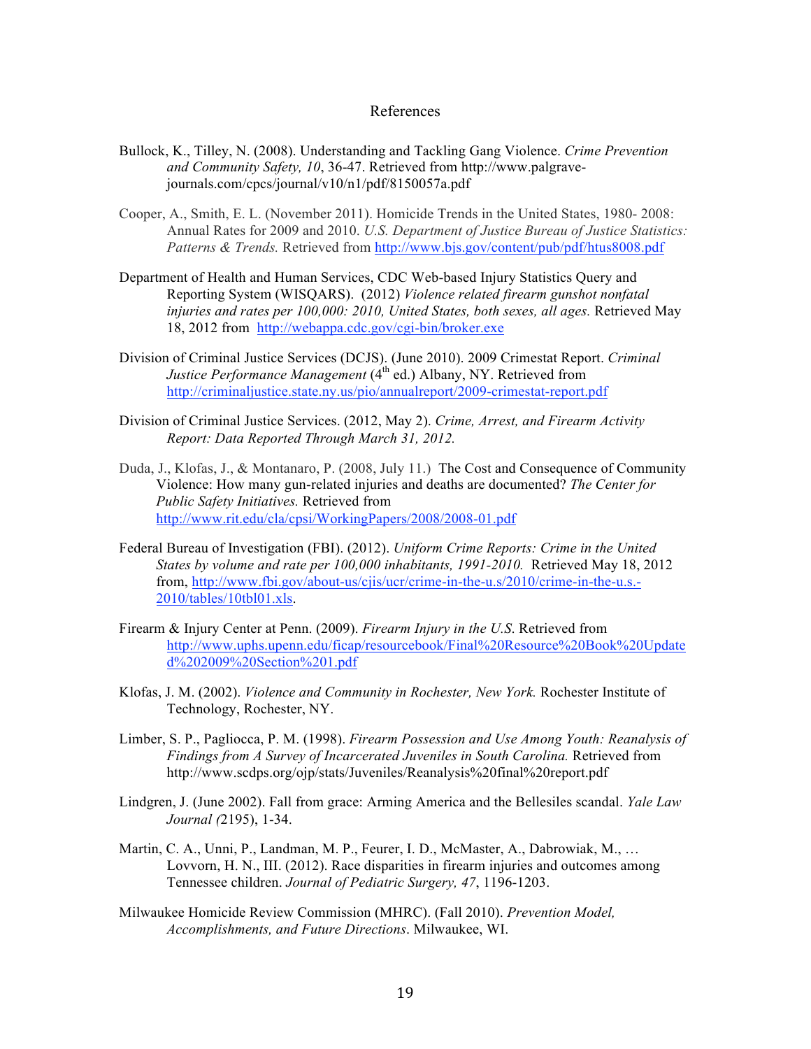# References

Bullock, K., Tilley, N. (2008). Understanding and Tackling Gang Violence. *Crime Prevention and Community Safety, 10*, 36-47. Retrieved from http://www.palgrave-journals.com/cpcs/journal/v10/n1/pdf/8150057a.pdf

Cooper, A., Smith, E. L. (November 2011). Homicide Trends in the United States, 1980- 2008: Annual Rates for 2009 and 2010. *U.S. Department of Justice Bureau of Justice Statistics: Patterns & Trends.* Retrieved from http://www.bjs.gov/content/pub/pdf/htus8008.pdf

Department of Health and Human Services, CDC Web-based Injury Statistics Query and Reporting System (WISQARS). (2012) *Violence related firearm gunshot nonfatal injuries and rates per 100,000: 2010, United States, both sexes, all ages.* Retrieved May 18, 2012 from http://webappa.cdc.gov/cgi-bin/broker.exe

Division of Criminal Justice Services (DCJS). (June 2010). 2009 Crimestat Report. *Criminal Justice Performance Management* (4th ed.) Albany, NY. Retrieved from http://criminaljustice.state.ny.us/pio/annualreport/2009-crimestat-report.pdf

Division of Criminal Justice Services. (2012, May 2). *Crime, Arrest, and Firearm Activity Report: Data Reported Through March 31, 2012.*

Duda, J., Klofas, J., & Montanaro, P. (2008, July 11.) The Cost and Consequence of Community Violence: How many gun-related injuries and deaths are documented? *The Center for Public Safety Initiatives.* Retrieved from http://www.rit.edu/cla/cpsi/WorkingPapers/2008/2008-01.pdf

Federal Bureau of Investigation (FBI). (2012). *Uniform Crime Reports: Crime in the United States by volume and rate per 100,000 inhabitants, 1991-2010.* Retrieved May 18, 2012 from, http://www.fbi.gov/about-us/cjis/ucr/crime-in-the-u.s/2010/crime-in-the-u.s.-2010/tables/10tbl01.xls.

Firearm & Injury Center at Penn. (2009). *Firearm Injury in the U.S*. Retrieved from http://www.uphs.upenn.edu/ficap/resourcebook/Final%20Resource%20Book%20Updated%202009%20Section%201.pdf

Klofas, J. M. (2002). *Violence and Community in Rochester, New York.* Rochester Institute of Technology, Rochester, NY.

Limber, S. P., Pagliocca, P. M. (1998). *Firearm Possession and Use Among Youth: Reanalysis of Findings from A Survey of Incarcerated Juveniles in South Carolina.* Retrieved from http://www.scdps.org/ojp/stats/Juveniles/Reanalysis%20final%20report.pdf

Lindgren, J. (June 2002). Fall from grace: Arming America and the Bellesiles scandal. *Yale Law Journal (*2195), 1-34.

Martin, C. A., Unni, P., Landman, M. P., Feurer, I. D., McMaster, A., Dabrowiak, M., … Lovvorn, H. N., III. (2012). Race disparities in firearm injuries and outcomes among Tennessee children. *Journal of Pediatric Surgery, 47*, 1196-1203.

Milwaukee Homicide Review Commission (MHRC). (Fall 2010). *Prevention Model, Accomplishments, and Future Directions*. Milwaukee, WI.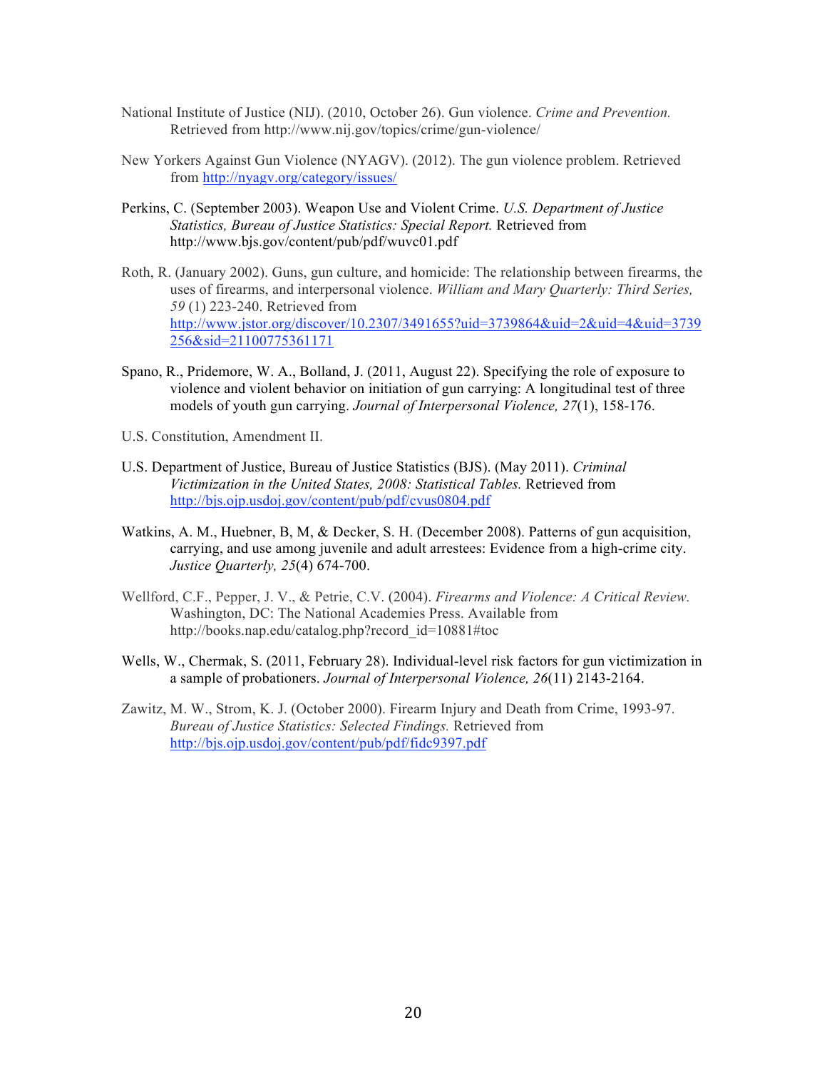National Institute of Justice (NIJ). (2010, October 26). Gun violence. *Crime and Prevention.* Retrieved from http://www.nij.gov/topics/crime/gun-violence/

New Yorkers Against Gun Violence (NYAGV). (2012). The gun violence problem. Retrieved from http://nyagv.org/category/issues/

Perkins, C. (September 2003). Weapon Use and Violent Crime. *U.S. Department of Justice Statistics, Bureau of Justice Statistics: Special Report.* Retrieved from http://www.bjs.gov/content/pub/pdf/wuvc01.pdf

Roth, R. (January 2002). Guns, gun culture, and homicide: The relationship between firearms, the uses of firearms, and interpersonal violence. *William and Mary Quarterly: Third Series, 59* (1) 223-240. Retrieved from http://www.jstor.org/discover/10.2307/3491655?uid=3739864&uid=2&uid=4&uid=3739256&sid=21100775361171

Spano, R., Pridemore, W. A., Bolland, J. (2011, August 22). Specifying the role of exposure to violence and violent behavior on initiation of gun carrying: A longitudinal test of three models of youth gun carrying. *Journal of Interpersonal Violence, 27*(1), 158-176.

U.S. Constitution, Amendment II.

U.S. Department of Justice, Bureau of Justice Statistics (BJS). (May 2011). *Criminal Victimization in the United States, 2008: Statistical Tables.* Retrieved from http://bjs.ojp.usdoj.gov/content/pub/pdf/cvus0804.pdf

Watkins, A. M., Huebner, B, M, & Decker, S. H. (December 2008). Patterns of gun acquisition, carrying, and use among juvenile and adult arrestees: Evidence from a high-crime city. *Justice Quarterly, 25*(4) 674-700.

Wellford, C.F., Pepper, J. V., & Petrie, C.V. (2004). *Firearms and Violence: A Critical Review.* Washington, DC: The National Academies Press. Available from http://books.nap.edu/catalog.php?record_id=10881#toc

Wells, W., Chermak, S. (2011, February 28). Individual-level risk factors for gun victimization in a sample of probationers. *Journal of Interpersonal Violence, 26*(11) 2143-2164.

Zawitz, M. W., Strom, K. J. (October 2000). Firearm Injury and Death from Crime, 1993-97. *Bureau of Justice Statistics: Selected Findings.* Retrieved from http://bjs.ojp.usdoj.gov/content/pub/pdf/fidc9397.pdf